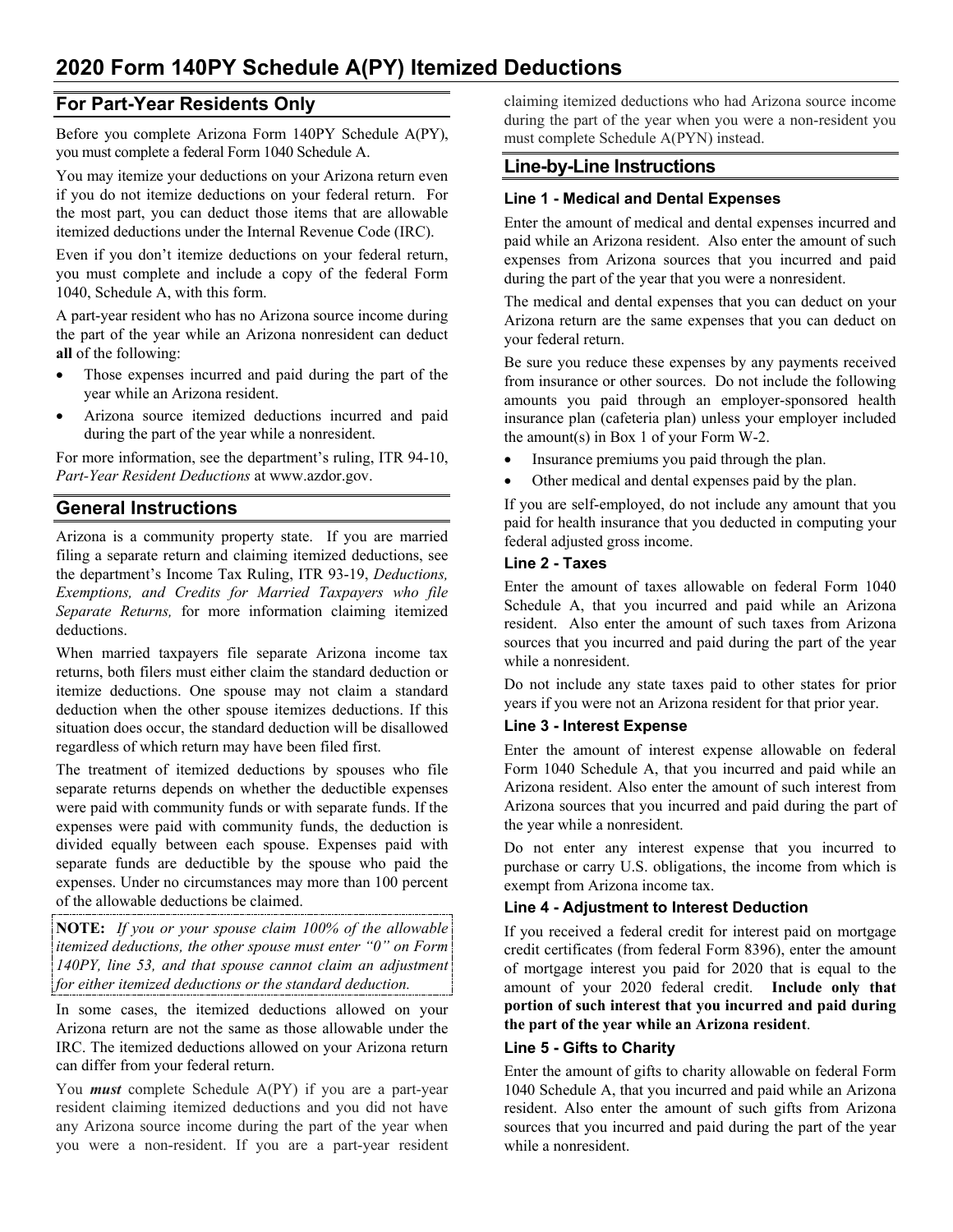# 2020 Form 140PY Schedule A(PY) Itemized Deductions

## For Part-Year Residents Only

Before you complete Arizona Form 140PY Schedule A(PY), you must complete a federal Form 1040 Schedule A.

You may itemize your deductions on your Arizona return even if you do not itemize deductions on your federal return. For the most part, you can deduct those items that are allowable itemized deductions under the Internal Revenue Code (IRC).

Even if you don't itemize deductions on your federal return, you must complete and include a copy of the federal Form 1040, Schedule A, with this form.

A part-year resident who has no Arizona source income during the part of the year while an Arizona nonresident can deduct **all** of the following:

- Those expenses incurred and paid during the part of the year while an Arizona resident.
- Arizona source itemized deductions incurred and paid during the part of the year while a nonresident.

For more information, see the department's ruling, ITR 94-10, *Part-Year Resident Deductions* at www.azdor.gov.

## General Instructions

Arizona is a community property state. If you are married filing a separate return and claiming itemized deductions, see the department's Income Tax Ruling, ITR 93-19, *Deductions, Exemptions, and Credits for Married Taxpayers who file Separate Returns,* for more information claiming itemized deductions.

When married taxpayers file separate Arizona income tax returns, both filers must either claim the standard deduction or itemize deductions. One spouse may not claim a standard deduction when the other spouse itemizes deductions. If this situation does occur, the standard deduction will be disallowed regardless of which return may have been filed first.

The treatment of itemized deductions by spouses who file separate returns depends on whether the deductible expenses were paid with community funds or with separate funds. If the expenses were paid with community funds, the deduction is divided equally between each spouse. Expenses paid with separate funds are deductible by the spouse who paid the expenses. Under no circumstances may more than 100 percent of the allowable deductions be claimed.

**NOTE:** *If you or your spouse claim 100% of the allowable itemized deductions, the other spouse must enter "0" on Form 140PY, line 53, and that spouse cannot claim an adjustment for either itemized deductions or the standard deduction.*

In some cases, the itemized deductions allowed on your Arizona return are not the same as those allowable under the IRC. The itemized deductions allowed on your Arizona return can differ from your federal return.

You ***must*** complete Schedule A(PY) if you are a part-year resident claiming itemized deductions and you did not have any Arizona source income during the part of the year when you were a non-resident. If you are a part-year resident claiming itemized deductions who had Arizona source income during the part of the year when you were a non-resident you must complete Schedule A(PYN) instead.

## Line-by-Line Instructions

### Line 1 - Medical and Dental Expenses

Enter the amount of medical and dental expenses incurred and paid while an Arizona resident. Also enter the amount of such expenses from Arizona sources that you incurred and paid during the part of the year that you were a nonresident.

The medical and dental expenses that you can deduct on your Arizona return are the same expenses that you can deduct on your federal return.

Be sure you reduce these expenses by any payments received from insurance or other sources. Do not include the following amounts you paid through an employer-sponsored health insurance plan (cafeteria plan) unless your employer included the amount(s) in Box 1 of your Form W-2.

- Insurance premiums you paid through the plan.
- Other medical and dental expenses paid by the plan.

If you are self-employed, do not include any amount that you paid for health insurance that you deducted in computing your federal adjusted gross income.

### Line 2 - Taxes

Enter the amount of taxes allowable on federal Form 1040 Schedule A, that you incurred and paid while an Arizona resident. Also enter the amount of such taxes from Arizona sources that you incurred and paid during the part of the year while a nonresident.

Do not include any state taxes paid to other states for prior years if you were not an Arizona resident for that prior year.

### Line 3 - Interest Expense

Enter the amount of interest expense allowable on federal Form 1040 Schedule A, that you incurred and paid while an Arizona resident. Also enter the amount of such interest from Arizona sources that you incurred and paid during the part of the year while a nonresident.

Do not enter any interest expense that you incurred to purchase or carry U.S. obligations, the income from which is exempt from Arizona income tax.

### Line 4 - Adjustment to Interest Deduction

If you received a federal credit for interest paid on mortgage credit certificates (from federal Form 8396), enter the amount of mortgage interest you paid for 2020 that is equal to the amount of your 2020 federal credit. **Include only that portion of such interest that you incurred and paid during the part of the year while an Arizona resident**.

### Line 5 - Gifts to Charity

Enter the amount of gifts to charity allowable on federal Form 1040 Schedule A, that you incurred and paid while an Arizona resident. Also enter the amount of such gifts from Arizona sources that you incurred and paid during the part of the year while a nonresident.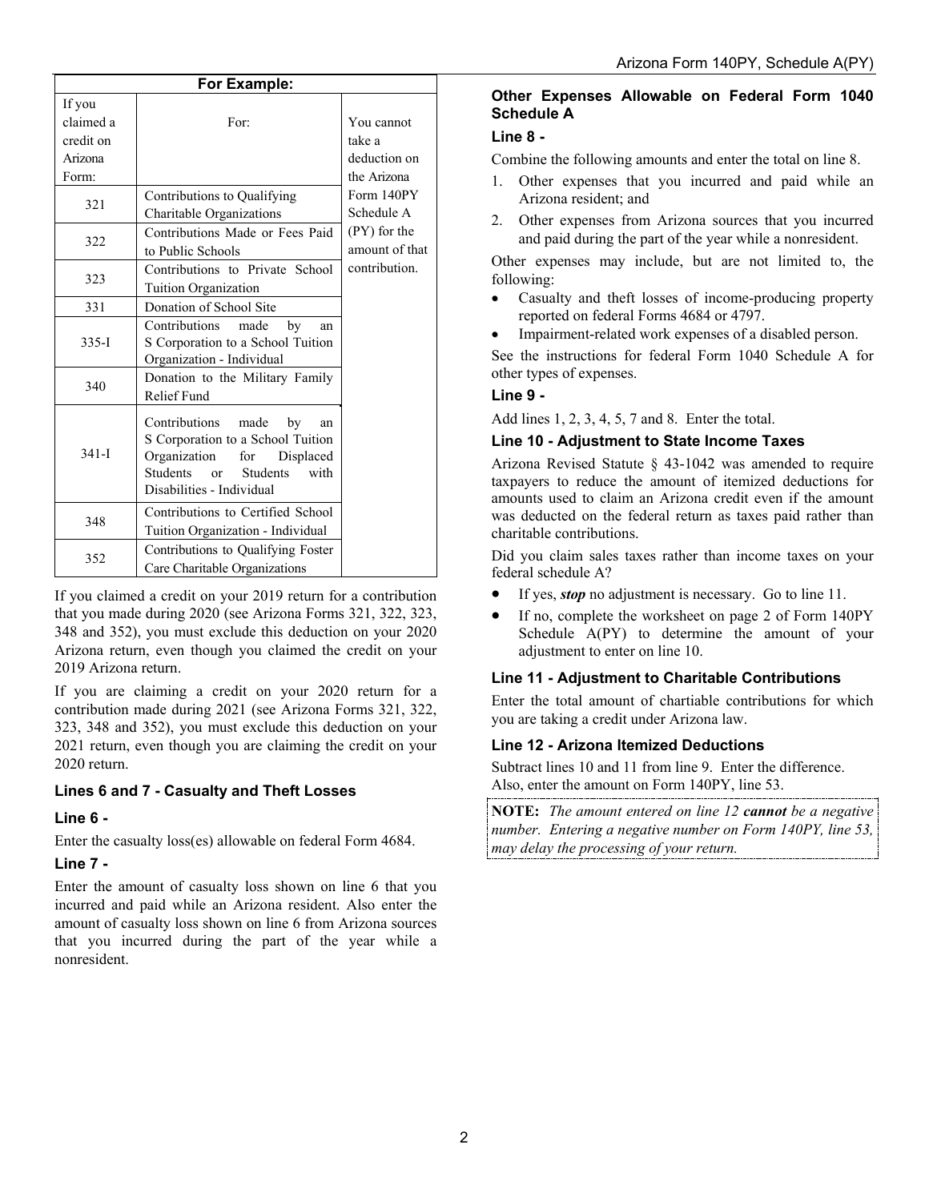**For Example:**

| If you claimed a credit on Arizona Form: | For: | You cannot take a deduction on the Arizona Form 140PY Schedule A (PY) for the amount of that contribution. |
|---|---|---|
| 321 | Contributions to Qualifying Charitable Organizations | |
| 322 | Contributions Made or Fees Paid to Public Schools | |
| 323 | Contributions to Private School Tuition Organization | |
| 331 | Donation of School Site | |
| 335-I | Contributions made by an S Corporation to a School Tuition Organization - Individual | |
| 340 | Donation to the Military Family Relief Fund | |
| 341-I | Contributions made by an S Corporation to a School Tuition Organization for Displaced Students or Students with Disabilities - Individual | |
| 348 | Contributions to Certified School Tuition Organization - Individual | |
| 352 | Contributions to Qualifying Foster Care Charitable Organizations | |

If you claimed a credit on your 2019 return for a contribution that you made during 2020 (see Arizona Forms 321, 322, 323, 348 and 352), you must exclude this deduction on your 2020 Arizona return, even though you claimed the credit on your 2019 Arizona return.

If you are claiming a credit on your 2020 return for a contribution made during 2021 (see Arizona Forms 321, 322, 323, 348 and 352), you must exclude this deduction on your 2021 return, even though you are claiming the credit on your 2020 return.

### Lines 6 and 7 - Casualty and Theft Losses

#### Line 6 -

Enter the casualty loss(es) allowable on federal Form 4684.

#### Line 7 -

Enter the amount of casualty loss shown on line 6 that you incurred and paid while an Arizona resident. Also enter the amount of casualty loss shown on line 6 from Arizona sources that you incurred during the part of the year while a nonresident.

### Other Expenses Allowable on Federal Form 1040 Schedule A

#### Line 8 -

Combine the following amounts and enter the total on line 8.

1. Other expenses that you incurred and paid while an Arizona resident; and
2. Other expenses from Arizona sources that you incurred and paid during the part of the year while a nonresident.

Other expenses may include, but are not limited to, the following:

- Casualty and theft losses of income-producing property reported on federal Forms 4684 or 4797.
- Impairment-related work expenses of a disabled person.

See the instructions for federal Form 1040 Schedule A for other types of expenses.

#### Line 9 -

Add lines 1, 2, 3, 4, 5, 7 and 8. Enter the total.

#### Line 10 - Adjustment to State Income Taxes

Arizona Revised Statute § 43-1042 was amended to require taxpayers to reduce the amount of itemized deductions for amounts used to claim an Arizona credit even if the amount was deducted on the federal return as taxes paid rather than charitable contributions.

Did you claim sales taxes rather than income taxes on your federal schedule A?

- If yes, ***stop*** no adjustment is necessary. Go to line 11.
- If no, complete the worksheet on page 2 of Form 140PY Schedule A(PY) to determine the amount of your adjustment to enter on line 10.

#### Line 11 - Adjustment to Charitable Contributions

Enter the total amount of chartiable contributions for which you are taking a credit under Arizona law.

#### Line 12 - Arizona Itemized Deductions

Subtract lines 10 and 11 from line 9. Enter the difference. Also, enter the amount on Form 140PY, line 53.

**NOTE:** *The amount entered on line 12* ***cannot*** *be a negative number. Entering a negative number on Form 140PY, line 53, may delay the processing of your return.*